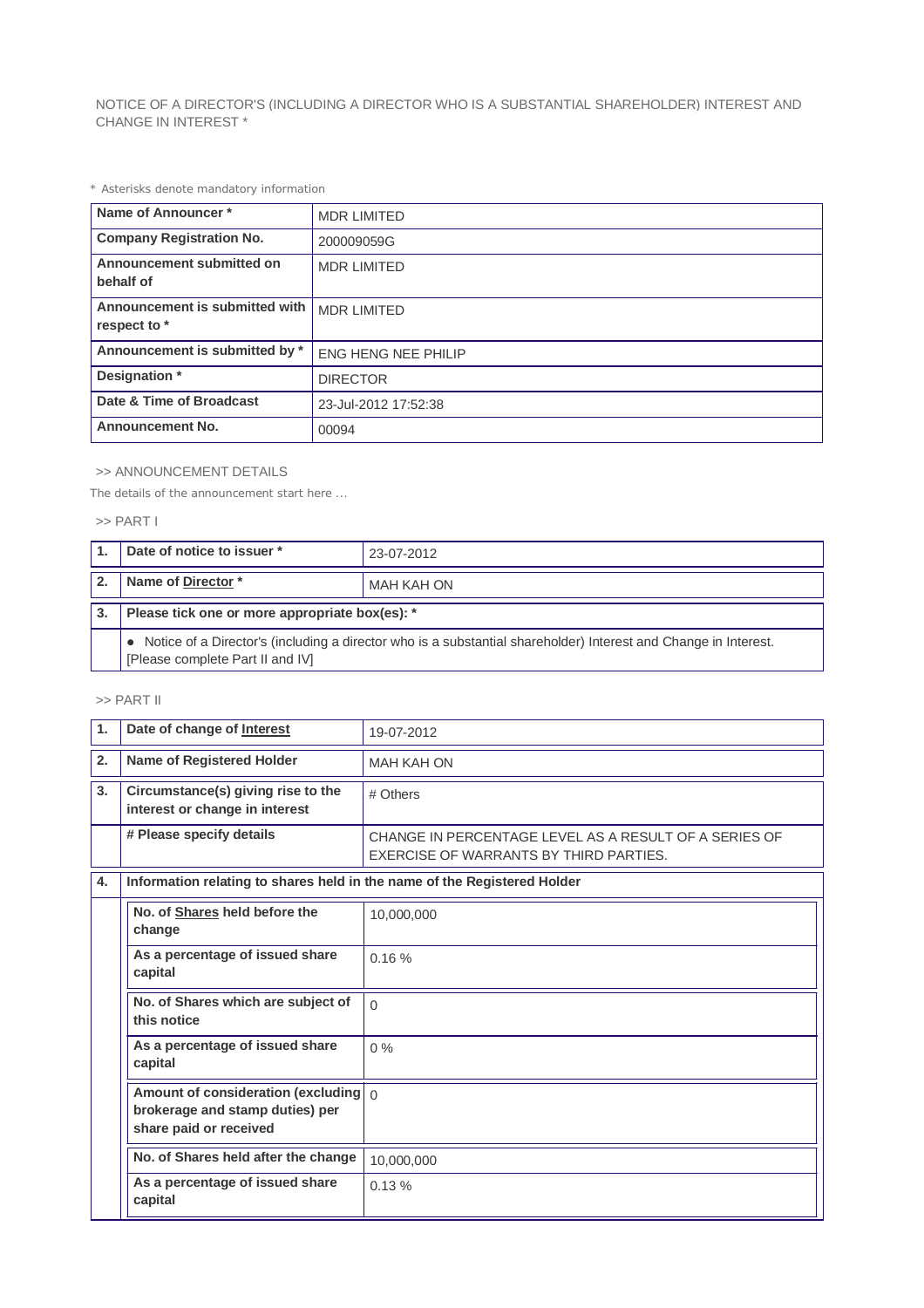NOTICE OF A DIRECTOR'S (INCLUDING A DIRECTOR WHO IS A SUBSTANTIAL SHAREHOLDER) INTEREST AND CHANGE IN INTEREST *

* Asterisks denote mandatory information

| | |
|---|---|
| **Name of Announcer *** | MDR LIMITED |
| **Company Registration No.** | 200009059G |
| **Announcement submitted on behalf of** | MDR LIMITED |
| **Announcement is submitted with respect to *** | MDR LIMITED |
| **Announcement is submitted by *** | ENG HENG NEE PHILIP |
| **Designation *** | DIRECTOR |
| **Date & Time of Broadcast** | 23-Jul-2012 17:52:38 |
| **Announcement No.** | 00094 |

>> ANNOUNCEMENT DETAILS

The details of the announcement start here ...

>> PART I

| | | |
|---|---|---|
| **1.** | **Date of notice to issuer *** | 23-07-2012 |
| **2.** | **Name of Director *** | MAH KAH ON |
| **3.** | **Please tick one or more appropriate box(es): *** | |
| | ● Notice of a Director's (including a director who is a substantial shareholder) Interest and Change in Interest. [Please complete Part II and IV] | |

>> PART II

| | | |
|---|---|---|
| **1.** | **Date of change of Interest** | 19-07-2012 |
| **2.** | **Name of Registered Holder** | MAH KAH ON |
| **3.** | **Circumstance(s) giving rise to the interest or change in interest** | # Others |
| | **# Please specify details** | CHANGE IN PERCENTAGE LEVEL AS A RESULT OF A SERIES OF EXERCISE OF WARRANTS BY THIRD PARTIES. |
| **4.** | **Information relating to shares held in the name of the Registered Holder** | |
| | **No. of Shares held before the change** | 10,000,000 |
| | **As a percentage of issued share capital** | 0.16 % |
| | **No. of Shares which are subject of this notice** | 0 |
| | **As a percentage of issued share capital** | 0 % |
| | **Amount of consideration (excluding brokerage and stamp duties) per share paid or received** | 0 |
| | **No. of Shares held after the change** | 10,000,000 |
| | **As a percentage of issued share capital** | 0.13 % |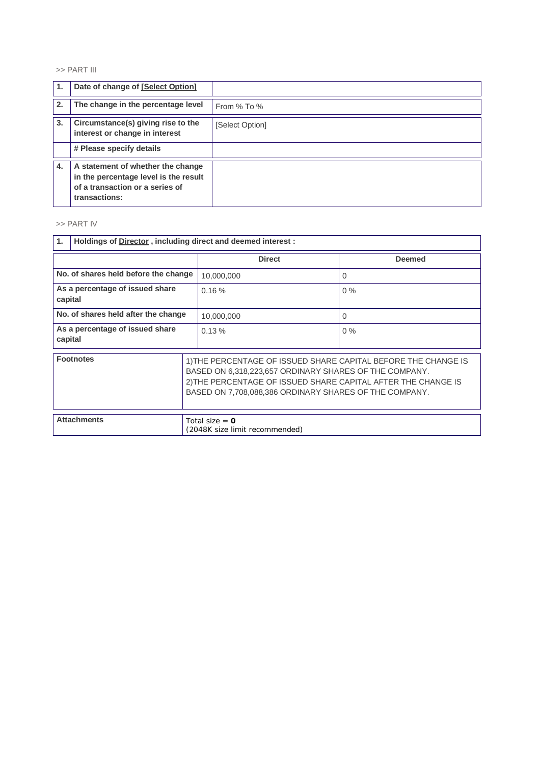>> PART III

| | | |
|---|---|---|
| 1. | Date of change of [Select Option] | |
| 2. | The change in the percentage level | From % To % |
| 3. | Circumstance(s) giving rise to the interest or change in interest | [Select Option] |
| | # Please specify details | |
| 4. | A statement of whether the change in the percentage level is the result of a transaction or a series of transactions: | |

>> PART IV

**1. Holdings of Director , including direct and deemed interest :**

| | Direct | Deemed |
|---|---|---|
| No. of shares held before the change | 10,000,000 | 0 |
| As a percentage of issued share capital | 0.16 % | 0 % |
| No. of shares held after the change | 10,000,000 | 0 |
| As a percentage of issued share capital | 0.13 % | 0 % |

| | |
|---|---|
| Footnotes | 1)THE PERCENTAGE OF ISSUED SHARE CAPITAL BEFORE THE CHANGE IS BASED ON 6,318,223,657 ORDINARY SHARES OF THE COMPANY. 2)THE PERCENTAGE OF ISSUED SHARE CAPITAL AFTER THE CHANGE IS BASED ON 7,708,088,386 ORDINARY SHARES OF THE COMPANY. |

| | |
|---|---|
| Attachments | Total size = **0** (2048K size limit recommended) |